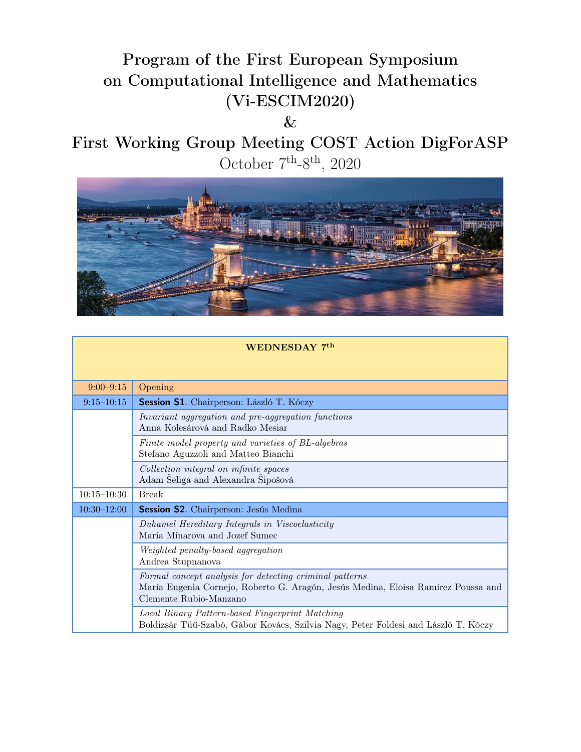# Program of the First European Symposium on Computational Intelligence and Mathematics (Vi-ESCIM2020)

# &

# First Working Group Meeting COST Action DigForASP

## October 7$^{th}$-8$^{th}$, 2020

| **WEDNESDAY 7$^{th}$** | |
|---|---|
| 9:00–9:15 | Opening |
| 9:15–10:15 | **Session S1**. Chairperson: László T. Kóczy |
| | *Invariant aggregation and pre-aggregation functions*<br>Anna Kolesárová and Radko Mesiar |
| | *Finite model property and varieties of BL-algebras*<br>Stefano Aguzzoli and Matteo Bianchi |
| | *Collection integral on infinite spaces*<br>Adam Šeliga and Alexandra Šipošová |
| 10:15–10:30 | Break |
| 10:30–12:00 | **Session S2**. Chairperson: Jesús Medina |
| | *Duhamel Hereditary Integrals in Viscoelasticity*<br>Maria Minarova and Jozef Sumec |
| | *Weighted penalty-based aggregation*<br>Andrea Stupnanova |
| | *Formal concept analysis for detecting criminal patterns*<br>María Eugenia Cornejo, Roberto G. Aragón, Jesús Medina, Eloisa Ramírez Poussa and Clemente Rubio-Manzano |
| | *Local Binary Pattern-based Fingerprint Matching*<br>Boldizsár Tüű-Szabó, Gábor Kovács, Szilvia Nagy, Peter Foldesi and László T. Kóczy |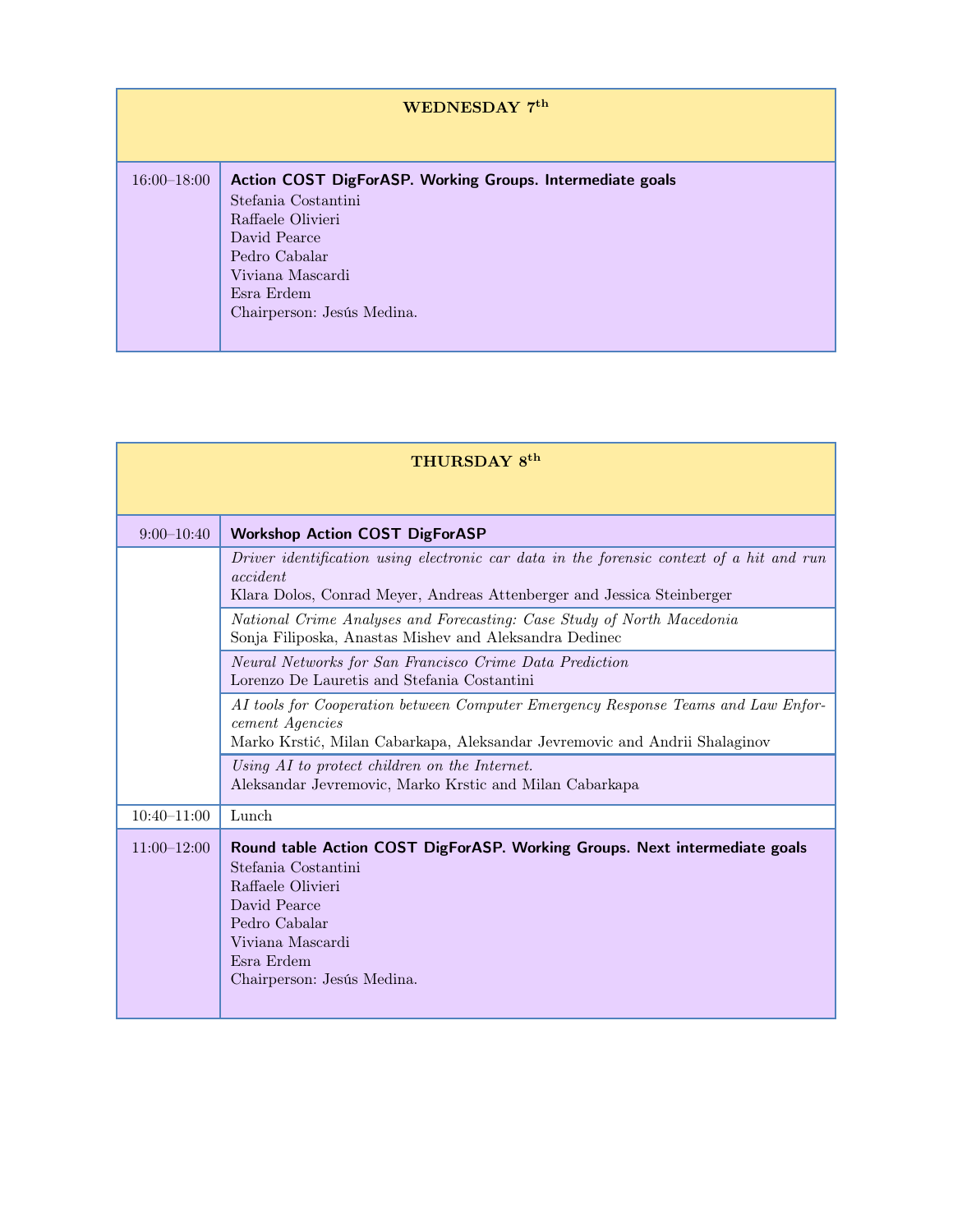| WEDNESDAY 7th | |
|---|---|
| 16:00–18:00 | **Action COST DigForASP. Working Groups. Intermediate goals**<br>Stefania Costantini<br>Raffaele Olivieri<br>David Pearce<br>Pedro Cabalar<br>Viviana Mascardi<br>Esra Erdem<br>Chairperson: Jesús Medina. |

| THURSDAY 8th | |
|---|---|
| 9:00–10:40 | **Workshop Action COST DigForASP** |
| | *Driver identification using electronic car data in the forensic context of a hit and run accident*<br>Klara Dolos, Conrad Meyer, Andreas Attenberger and Jessica Steinberger |
| | *National Crime Analyses and Forecasting: Case Study of North Macedonia*<br>Sonja Filiposka, Anastas Mishev and Aleksandra Dedinec |
| | *Neural Networks for San Francisco Crime Data Prediction*<br>Lorenzo De Lauretis and Stefania Costantini |
| | *AI tools for Cooperation between Computer Emergency Response Teams and Law Enforcement Agencies*<br>Marko Krstić, Milan Cabarkapa, Aleksandar Jevremovic and Andrii Shalaginov |
| | *Using AI to protect children on the Internet.*<br>Aleksandar Jevremovic, Marko Krstic and Milan Cabarkapa |
| 10:40–11:00 | Lunch |
| 11:00–12:00 | **Round table Action COST DigForASP. Working Groups. Next intermediate goals**<br>Stefania Costantini<br>Raffaele Olivieri<br>David Pearce<br>Pedro Cabalar<br>Viviana Mascardi<br>Esra Erdem<br>Chairperson: Jesús Medina. |